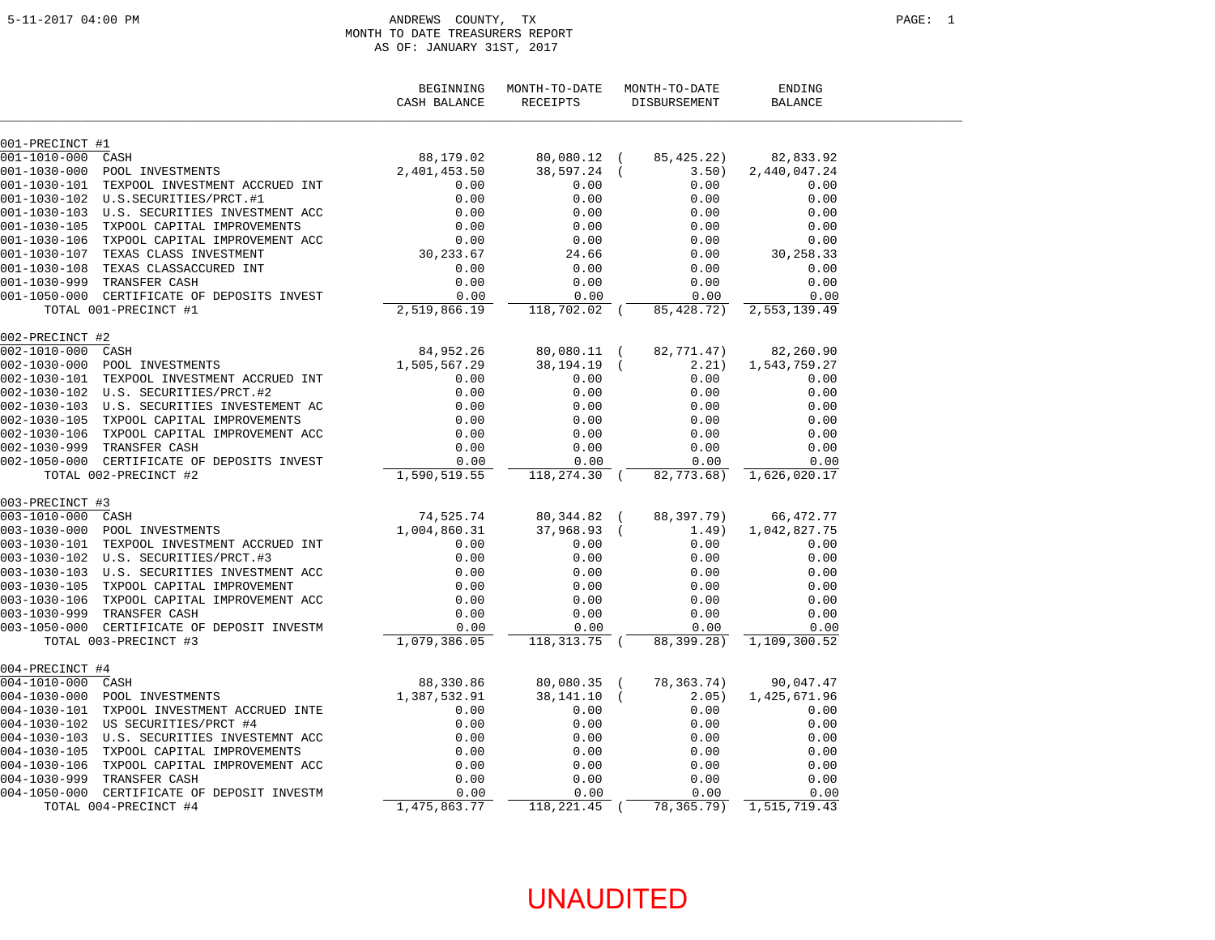ANDREWS COUNTY, TX
MONTH TO DATE TREASURERS REPORT
AS OF: JANUARY 31ST, 2017

5-11-2017 04:00 PM

| | BEGINNING CASH BALANCE | MONTH-TO-DATE RECEIPTS | MONTH-TO-DATE DISBURSEMENT | ENDING BALANCE |
|---|---|---|---|---|
| **001-PRECINCT #1** | | | | |
| 001-1010-000 CASH | 88,179.02 | 80,080.12 | ( 85,425.22) | 82,833.92 |
| 001-1030-000 POOL INVESTMENTS | 2,401,453.50 | 38,597.24 | ( 3.50) | 2,440,047.24 |
| 001-1030-101 TEXPOOL INVESTMENT ACCRUED INT | 0.00 | 0.00 | 0.00 | 0.00 |
| 001-1030-102 U.S.SECURITIES/PRCT.#1 | 0.00 | 0.00 | 0.00 | 0.00 |
| 001-1030-103 U.S. SECURITIES INVESTMENT ACC | 0.00 | 0.00 | 0.00 | 0.00 |
| 001-1030-105 TXPOOL CAPITAL IMPROVEMENTS | 0.00 | 0.00 | 0.00 | 0.00 |
| 001-1030-106 TXPOOL CAPITAL IMPROVEMENT ACC | 0.00 | 0.00 | 0.00 | 0.00 |
| 001-1030-107 TEXAS CLASS INVESTMENT | 30,233.67 | 24.66 | 0.00 | 30,258.33 |
| 001-1030-108 TEXAS CLASSACCURED INT | 0.00 | 0.00 | 0.00 | 0.00 |
| 001-1030-999 TRANSFER CASH | 0.00 | 0.00 | 0.00 | 0.00 |
| 001-1050-000 CERTIFICATE OF DEPOSITS INVEST | 0.00 | 0.00 | 0.00 | 0.00 |
| TOTAL 001-PRECINCT #1 | 2,519,866.19 | 118,702.02 | ( 85,428.72) | 2,553,139.49 |
| **002-PRECINCT #2** | | | | |
| 002-1010-000 CASH | 84,952.26 | 80,080.11 | ( 82,771.47) | 82,260.90 |
| 002-1030-000 POOL INVESTMENTS | 1,505,567.29 | 38,194.19 | ( 2.21) | 1,543,759.27 |
| 002-1030-101 TEXPOOL INVESTMENT ACCRUED INT | 0.00 | 0.00 | 0.00 | 0.00 |
| 002-1030-102 U.S. SECURITIES/PRCT.#2 | 0.00 | 0.00 | 0.00 | 0.00 |
| 002-1030-103 U.S. SECURITIES INVESTEMENT AC | 0.00 | 0.00 | 0.00 | 0.00 |
| 002-1030-105 TXPOOL CAPITAL IMPROVEMENTS | 0.00 | 0.00 | 0.00 | 0.00 |
| 002-1030-106 TXPOOL CAPITAL IMPROVEMENT ACC | 0.00 | 0.00 | 0.00 | 0.00 |
| 002-1030-999 TRANSFER CASH | 0.00 | 0.00 | 0.00 | 0.00 |
| 002-1050-000 CERTIFICATE OF DEPOSITS INVEST | 0.00 | 0.00 | 0.00 | 0.00 |
| TOTAL 002-PRECINCT #2 | 1,590,519.55 | 118,274.30 | ( 82,773.68) | 1,626,020.17 |
| **003-PRECINCT #3** | | | | |
| 003-1010-000 CASH | 74,525.74 | 80,344.82 | ( 88,397.79) | 66,472.77 |
| 003-1030-000 POOL INVESTMENTS | 1,004,860.31 | 37,968.93 | ( 1.49) | 1,042,827.75 |
| 003-1030-101 TEXPOOL INVESTMENT ACCRUED INT | 0.00 | 0.00 | 0.00 | 0.00 |
| 003-1030-102 U.S. SECURITIES/PRCT.#3 | 0.00 | 0.00 | 0.00 | 0.00 |
| 003-1030-103 U.S. SECURITIES INVESTMENT ACC | 0.00 | 0.00 | 0.00 | 0.00 |
| 003-1030-105 TXPOOL CAPITAL IMPROVEMENT | 0.00 | 0.00 | 0.00 | 0.00 |
| 003-1030-106 TXPOOL CAPITAL IMPROVEMENT ACC | 0.00 | 0.00 | 0.00 | 0.00 |
| 003-1030-999 TRANSFER CASH | 0.00 | 0.00 | 0.00 | 0.00 |
| 003-1050-000 CERTIFICATE OF DEPOSIT INVESTM | 0.00 | 0.00 | 0.00 | 0.00 |
| TOTAL 003-PRECINCT #3 | 1,079,386.05 | 118,313.75 | ( 88,399.28) | 1,109,300.52 |
| **004-PRECINCT #4** | | | | |
| 004-1010-000 CASH | 88,330.86 | 80,080.35 | ( 78,363.74) | 90,047.47 |
| 004-1030-000 POOL INVESTMENTS | 1,387,532.91 | 38,141.10 | ( 2.05) | 1,425,671.96 |
| 004-1030-101 TXPOOL INVESTMENT ACCRUED INTE | 0.00 | 0.00 | 0.00 | 0.00 |
| 004-1030-102 US SECURITIES/PRCT #4 | 0.00 | 0.00 | 0.00 | 0.00 |
| 004-1030-103 U.S. SECURITIES INVESTEMNT ACC | 0.00 | 0.00 | 0.00 | 0.00 |
| 004-1030-105 TXPOOL CAPITAL IMPROVEMENTS | 0.00 | 0.00 | 0.00 | 0.00 |
| 004-1030-106 TXPOOL CAPITAL IMPROVEMENT ACC | 0.00 | 0.00 | 0.00 | 0.00 |
| 004-1030-999 TRANSFER CASH | 0.00 | 0.00 | 0.00 | 0.00 |
| 004-1050-000 CERTIFICATE OF DEPOSIT INVESTM | 0.00 | 0.00 | 0.00 | 0.00 |
| TOTAL 004-PRECINCT #4 | 1,475,863.77 | 118,221.45 | ( 78,365.79) | 1,515,719.43 |

UNAUDITED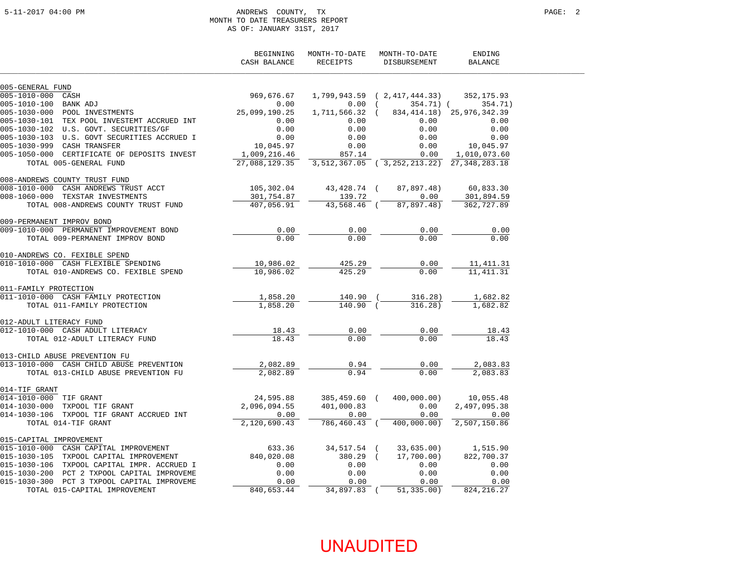ANDREWS COUNTY, TX
MONTH TO DATE TREASURERS REPORT
AS OF: JANUARY 31ST, 2017

| | BEGINNING CASH BALANCE | MONTH-TO-DATE RECEIPTS | MONTH-TO-DATE DISBURSEMENT | ENDING BALANCE |
|---|---|---|---|---|
| **005-GENERAL FUND** | | | | |
| 005-1010-000 CASH | 969,676.67 | 1,799,943.59 | ( 2,417,444.33) | 352,175.93 |
| 005-1010-100 BANK ADJ | 0.00 | 0.00 | ( 354.71) | ( 354.71) |
| 005-1030-000 POOL INVESTMENTS | 25,099,190.25 | 1,711,566.32 | ( 834,414.18) | 25,976,342.39 |
| 005-1030-101 TEX POOL INVESTEMT ACCRUED INT | 0.00 | 0.00 | 0.00 | 0.00 |
| 005-1030-102 U.S. GOVT. SECURITIES/GF | 0.00 | 0.00 | 0.00 | 0.00 |
| 005-1030-103 U.S. GOVT SECURITIES ACCRUED I | 0.00 | 0.00 | 0.00 | 0.00 |
| 005-1030-999 CASH TRANSFER | 10,045.97 | 0.00 | 0.00 | 10,045.97 |
| 005-1050-000 CERTIFICATE OF DEPOSITS INVEST | 1,009,216.46 | 857.14 | 0.00 | 1,010,073.60 |
| TOTAL 005-GENERAL FUND | 27,088,129.35 | 3,512,367.05 | ( 3,252,213.22) | 27,348,283.18 |
| **008-ANDREWS COUNTY TRUST FUND** | | | | |
| 008-1010-000 CASH ANDREWS TRUST ACCT | 105,302.04 | 43,428.74 | ( 87,897.48) | 60,833.30 |
| 008-1060-000 TEXSTAR INVESTMENTS | 301,754.87 | 139.72 | 0.00 | 301,894.59 |
| TOTAL 008-ANDREWS COUNTY TRUST FUND | 407,056.91 | 43,568.46 | ( 87,897.48) | 362,727.89 |
| **009-PERMANENT IMPROV BOND** | | | | |
| 009-1010-000 PERMANENT IMPROVEMENT BOND | 0.00 | 0.00 | 0.00 | 0.00 |
| TOTAL 009-PERMANENT IMPROV BOND | 0.00 | 0.00 | 0.00 | 0.00 |
| **010-ANDREWS CO. FEXIBLE SPEND** | | | | |
| 010-1010-000 CASH FLEXIBLE SPENDING | 10,986.02 | 425.29 | 0.00 | 11,411.31 |
| TOTAL 010-ANDREWS CO. FEXIBLE SPEND | 10,986.02 | 425.29 | 0.00 | 11,411.31 |
| **011-FAMILY PROTECTION** | | | | |
| 011-1010-000 CASH FAMILY PROTECTION | 1,858.20 | 140.90 | ( 316.28) | 1,682.82 |
| TOTAL 011-FAMILY PROTECTION | 1,858.20 | 140.90 | ( 316.28) | 1,682.82 |
| **012-ADULT LITERACY FUND** | | | | |
| 012-1010-000 CASH ADULT LITERACY | 18.43 | 0.00 | 0.00 | 18.43 |
| TOTAL 012-ADULT LITERACY FUND | 18.43 | 0.00 | 0.00 | 18.43 |
| **013-CHILD ABUSE PREVENTION FU** | | | | |
| 013-1010-000 CASH CHILD ABUSE PREVENTION | 2,082.89 | 0.94 | 0.00 | 2,083.83 |
| TOTAL 013-CHILD ABUSE PREVENTION FU | 2,082.89 | 0.94 | 0.00 | 2,083.83 |
| **014-TIF GRANT** | | | | |
| 014-1010-000 TIF GRANT | 24,595.88 | 385,459.60 | ( 400,000.00) | 10,055.48 |
| 014-1030-000 TXPOOL TIF GRANT | 2,096,094.55 | 401,000.83 | 0.00 | 2,497,095.38 |
| 014-1030-106 TXPOOL TIF GRANT ACCRUED INT | 0.00 | 0.00 | 0.00 | 0.00 |
| TOTAL 014-TIF GRANT | 2,120,690.43 | 786,460.43 | ( 400,000.00) | 2,507,150.86 |
| **015-CAPITAL IMPROVEMENT** | | | | |
| 015-1010-000 CASH CAPITAL IMPROVEMENT | 633.36 | 34,517.54 | ( 33,635.00) | 1,515.90 |
| 015-1030-105 TXPOOL CAPITAL IMPROVEMENT | 840,020.08 | 380.29 | ( 17,700.00) | 822,700.37 |
| 015-1030-106 TXPOOL CAPITAL IMPR. ACCRUED I | 0.00 | 0.00 | 0.00 | 0.00 |
| 015-1030-200 PCT 2 TXPOOL CAPITAL IMPROVEME | 0.00 | 0.00 | 0.00 | 0.00 |
| 015-1030-300 PCT 3 TXPOOL CAPITAL IMPROVEME | 0.00 | 0.00 | 0.00 | 0.00 |
| TOTAL 015-CAPITAL IMPROVEMENT | 840,653.44 | 34,897.83 | ( 51,335.00) | 824,216.27 |

UNAUDITED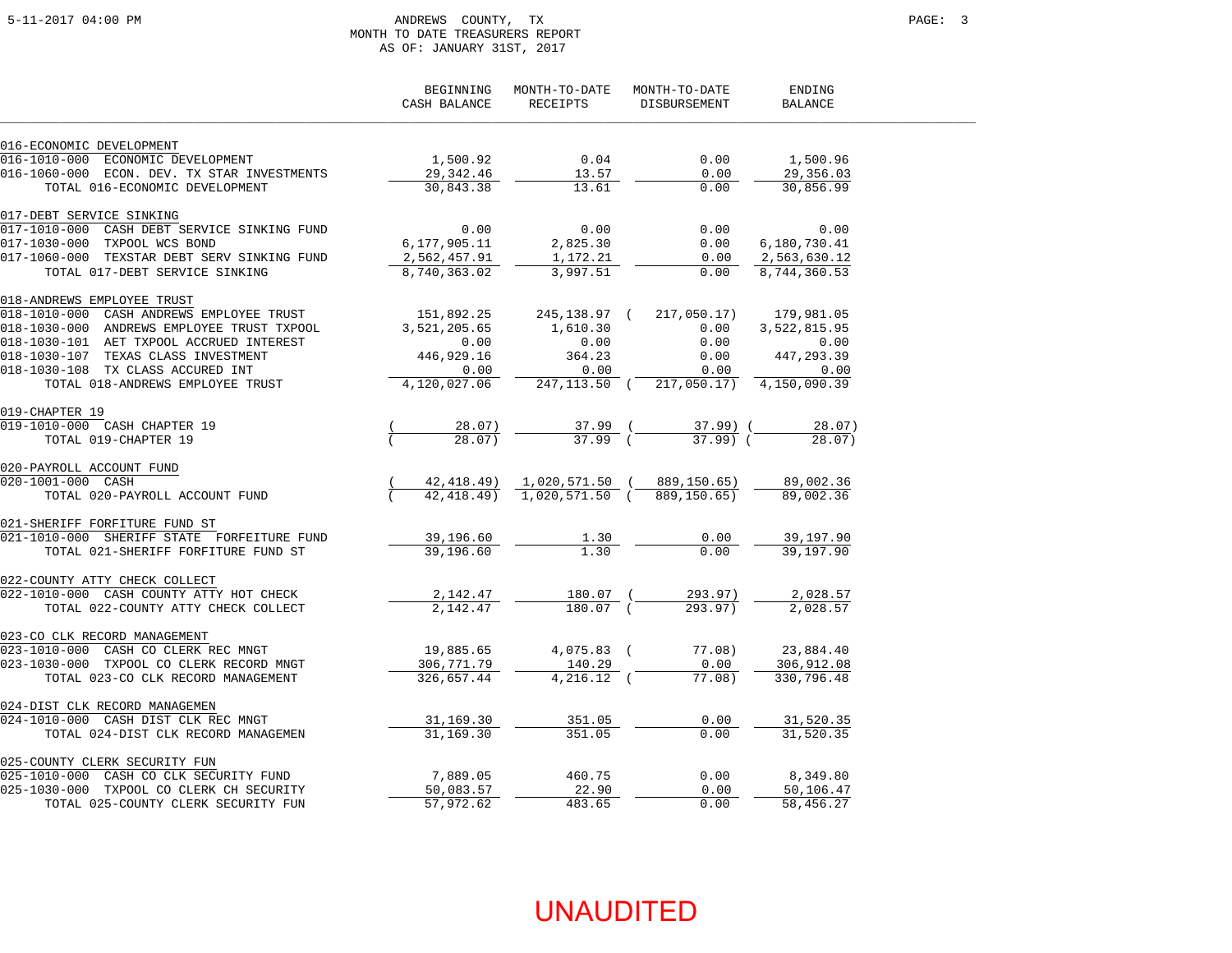ANDREWS COUNTY, TX
MONTH TO DATE TREASURERS REPORT
AS OF: JANUARY 31ST, 2017

| | BEGINNING CASH BALANCE | MONTH-TO-DATE RECEIPTS | MONTH-TO-DATE DISBURSEMENT | ENDING BALANCE |
|---|---|---|---|---|
| **016-ECONOMIC DEVELOPMENT** | | | | |
| 016-1010-000 ECONOMIC DEVELOPMENT | 1,500.92 | 0.04 | 0.00 | 1,500.96 |
| 016-1060-000 ECON. DEV. TX STAR INVESTMENTS | 29,342.46 | 13.57 | 0.00 | 29,356.03 |
| TOTAL 016-ECONOMIC DEVELOPMENT | 30,843.38 | 13.61 | 0.00 | 30,856.99 |
| **017-DEBT SERVICE SINKING** | | | | |
| 017-1010-000 CASH DEBT SERVICE SINKING FUND | 0.00 | 0.00 | 0.00 | 0.00 |
| 017-1030-000 TXPOOL WCS BOND | 6,177,905.11 | 2,825.30 | 0.00 | 6,180,730.41 |
| 017-1060-000 TEXSTAR DEBT SERV SINKING FUND | 2,562,457.91 | 1,172.21 | 0.00 | 2,563,630.12 |
| TOTAL 017-DEBT SERVICE SINKING | 8,740,363.02 | 3,997.51 | 0.00 | 8,744,360.53 |
| **018-ANDREWS EMPLOYEE TRUST** | | | | |
| 018-1010-000 CASH ANDREWS EMPLOYEE TRUST | 151,892.25 | 245,138.97 | ( 217,050.17) | 179,981.05 |
| 018-1030-000 ANDREWS EMPLOYEE TRUST TXPOOL | 3,521,205.65 | 1,610.30 | 0.00 | 3,522,815.95 |
| 018-1030-101 AET TXPOOL ACCRUED INTEREST | 0.00 | 0.00 | 0.00 | 0.00 |
| 018-1030-107 TEXAS CLASS INVESTMENT | 446,929.16 | 364.23 | 0.00 | 447,293.39 |
| 018-1030-108 TX CLASS ACCURED INT | 0.00 | 0.00 | 0.00 | 0.00 |
| TOTAL 018-ANDREWS EMPLOYEE TRUST | 4,120,027.06 | 247,113.50 | ( 217,050.17) | 4,150,090.39 |
| **019-CHAPTER 19** | | | | |
| 019-1010-000 CASH CHAPTER 19 | ( 28.07) | 37.99 | ( 37.99) | ( 28.07) |
| TOTAL 019-CHAPTER 19 | ( 28.07) | 37.99 | ( 37.99) | ( 28.07) |
| **020-PAYROLL ACCOUNT FUND** | | | | |
| 020-1001-000 CASH | ( 42,418.49) | 1,020,571.50 | ( 889,150.65) | 89,002.36 |
| TOTAL 020-PAYROLL ACCOUNT FUND | ( 42,418.49) | 1,020,571.50 | ( 889,150.65) | 89,002.36 |
| **021-SHERIFF FORFITURE FUND ST** | | | | |
| 021-1010-000 SHERIFF STATE FORFEITURE FUND | 39,196.60 | 1.30 | 0.00 | 39,197.90 |
| TOTAL 021-SHERIFF FORFITURE FUND ST | 39,196.60 | 1.30 | 0.00 | 39,197.90 |
| **022-COUNTY ATTY CHECK COLLECT** | | | | |
| 022-1010-000 CASH COUNTY ATTY HOT CHECK | 2,142.47 | 180.07 | ( 293.97) | 2,028.57 |
| TOTAL 022-COUNTY ATTY CHECK COLLECT | 2,142.47 | 180.07 | ( 293.97) | 2,028.57 |
| **023-CO CLK RECORD MANAGEMENT** | | | | |
| 023-1010-000 CASH CO CLERK REC MNGT | 19,885.65 | 4,075.83 | ( 77.08) | 23,884.40 |
| 023-1030-000 TXPOOL CO CLERK RECORD MNGT | 306,771.79 | 140.29 | 0.00 | 306,912.08 |
| TOTAL 023-CO CLK RECORD MANAGEMENT | 326,657.44 | 4,216.12 | ( 77.08) | 330,796.48 |
| **024-DIST CLK RECORD MANAGEMEN** | | | | |
| 024-1010-000 CASH DIST CLK REC MNGT | 31,169.30 | 351.05 | 0.00 | 31,520.35 |
| TOTAL 024-DIST CLK RECORD MANAGEMEN | 31,169.30 | 351.05 | 0.00 | 31,520.35 |
| **025-COUNTY CLERK SECURITY FUN** | | | | |
| 025-1010-000 CASH CO CLK SECURITY FUND | 7,889.05 | 460.75 | 0.00 | 8,349.80 |
| 025-1030-000 TXPOOL CO CLERK CH SECURITY | 50,083.57 | 22.90 | 0.00 | 50,106.47 |
| TOTAL 025-COUNTY CLERK SECURITY FUN | 57,972.62 | 483.65 | 0.00 | 58,456.27 |

UNAUDITED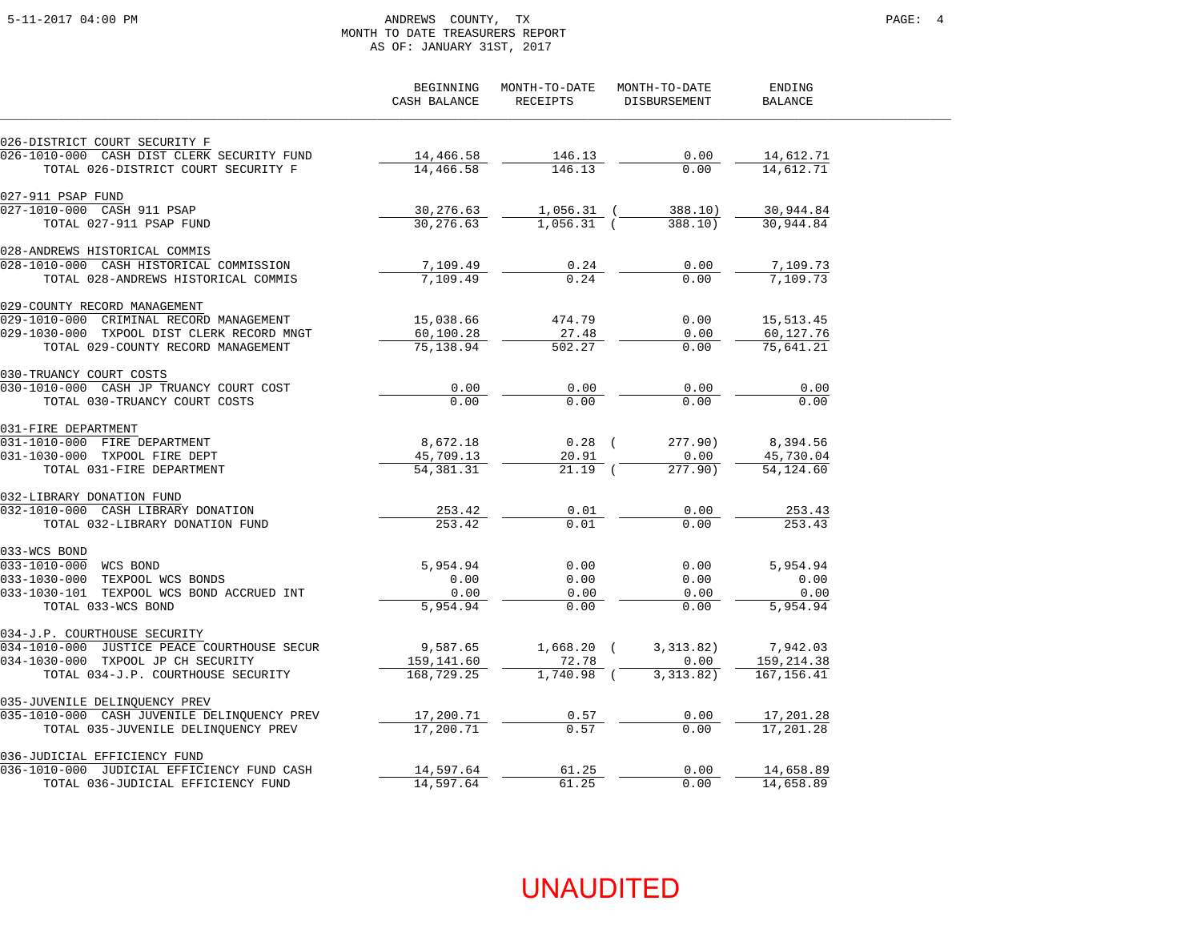ANDREWS COUNTY, TX
MONTH TO DATE TREASURERS REPORT
AS OF: JANUARY 31ST, 2017

| | BEGINNING CASH BALANCE | MONTH-TO-DATE RECEIPTS | MONTH-TO-DATE DISBURSEMENT | ENDING BALANCE |
|---|---|---|---|---|
| **026-DISTRICT COURT SECURITY F** | | | | |
| 026-1010-000 CASH DIST CLERK SECURITY FUND | 14,466.58 | 146.13 | 0.00 | 14,612.71 |
| TOTAL 026-DISTRICT COURT SECURITY F | 14,466.58 | 146.13 | 0.00 | 14,612.71 |
| **027-911 PSAP FUND** | | | | |
| 027-1010-000 CASH 911 PSAP | 30,276.63 | 1,056.31 | ( 388.10) | 30,944.84 |
| TOTAL 027-911 PSAP FUND | 30,276.63 | 1,056.31 | ( 388.10) | 30,944.84 |
| **028-ANDREWS HISTORICAL COMMIS** | | | | |
| 028-1010-000 CASH HISTORICAL COMMISSION | 7,109.49 | 0.24 | 0.00 | 7,109.73 |
| TOTAL 028-ANDREWS HISTORICAL COMMIS | 7,109.49 | 0.24 | 0.00 | 7,109.73 |
| **029-COUNTY RECORD MANAGEMENT** | | | | |
| 029-1010-000 CRIMINAL RECORD MANAGEMENT | 15,038.66 | 474.79 | 0.00 | 15,513.45 |
| 029-1030-000 TXPOOL DIST CLERK RECORD MNGT | 60,100.28 | 27.48 | 0.00 | 60,127.76 |
| TOTAL 029-COUNTY RECORD MANAGEMENT | 75,138.94 | 502.27 | 0.00 | 75,641.21 |
| **030-TRUANCY COURT COSTS** | | | | |
| 030-1010-000 CASH JP TRUANCY COURT COST | 0.00 | 0.00 | 0.00 | 0.00 |
| TOTAL 030-TRUANCY COURT COSTS | 0.00 | 0.00 | 0.00 | 0.00 |
| **031-FIRE DEPARTMENT** | | | | |
| 031-1010-000 FIRE DEPARTMENT | 8,672.18 | 0.28 | ( 277.90) | 8,394.56 |
| 031-1030-000 TXPOOL FIRE DEPT | 45,709.13 | 20.91 | 0.00 | 45,730.04 |
| TOTAL 031-FIRE DEPARTMENT | 54,381.31 | 21.19 | ( 277.90) | 54,124.60 |
| **032-LIBRARY DONATION FUND** | | | | |
| 032-1010-000 CASH LIBRARY DONATION | 253.42 | 0.01 | 0.00 | 253.43 |
| TOTAL 032-LIBRARY DONATION FUND | 253.42 | 0.01 | 0.00 | 253.43 |
| **033-WCS BOND** | | | | |
| 033-1010-000 WCS BOND | 5,954.94 | 0.00 | 0.00 | 5,954.94 |
| 033-1030-000 TEXPOOL WCS BONDS | 0.00 | 0.00 | 0.00 | 0.00 |
| 033-1030-101 TEXPOOL WCS BOND ACCRUED INT | 0.00 | 0.00 | 0.00 | 0.00 |
| TOTAL 033-WCS BOND | 5,954.94 | 0.00 | 0.00 | 5,954.94 |
| **034-J.P. COURTHOUSE SECURITY** | | | | |
| 034-1010-000 JUSTICE PEACE COURTHOUSE SECUR | 9,587.65 | 1,668.20 | ( 3,313.82) | 7,942.03 |
| 034-1030-000 TXPOOL JP CH SECURITY | 159,141.60 | 72.78 | 0.00 | 159,214.38 |
| TOTAL 034-J.P. COURTHOUSE SECURITY | 168,729.25 | 1,740.98 | ( 3,313.82) | 167,156.41 |
| **035-JUVENILE DELINQUENCY PREV** | | | | |
| 035-1010-000 CASH JUVENILE DELINQUENCY PREV | 17,200.71 | 0.57 | 0.00 | 17,201.28 |
| TOTAL 035-JUVENILE DELINQUENCY PREV | 17,200.71 | 0.57 | 0.00 | 17,201.28 |
| **036-JUDICIAL EFFICIENCY FUND** | | | | |
| 036-1010-000 JUDICIAL EFFICIENCY FUND CASH | 14,597.64 | 61.25 | 0.00 | 14,658.89 |
| TOTAL 036-JUDICIAL EFFICIENCY FUND | 14,597.64 | 61.25 | 0.00 | 14,658.89 |

UNAUDITED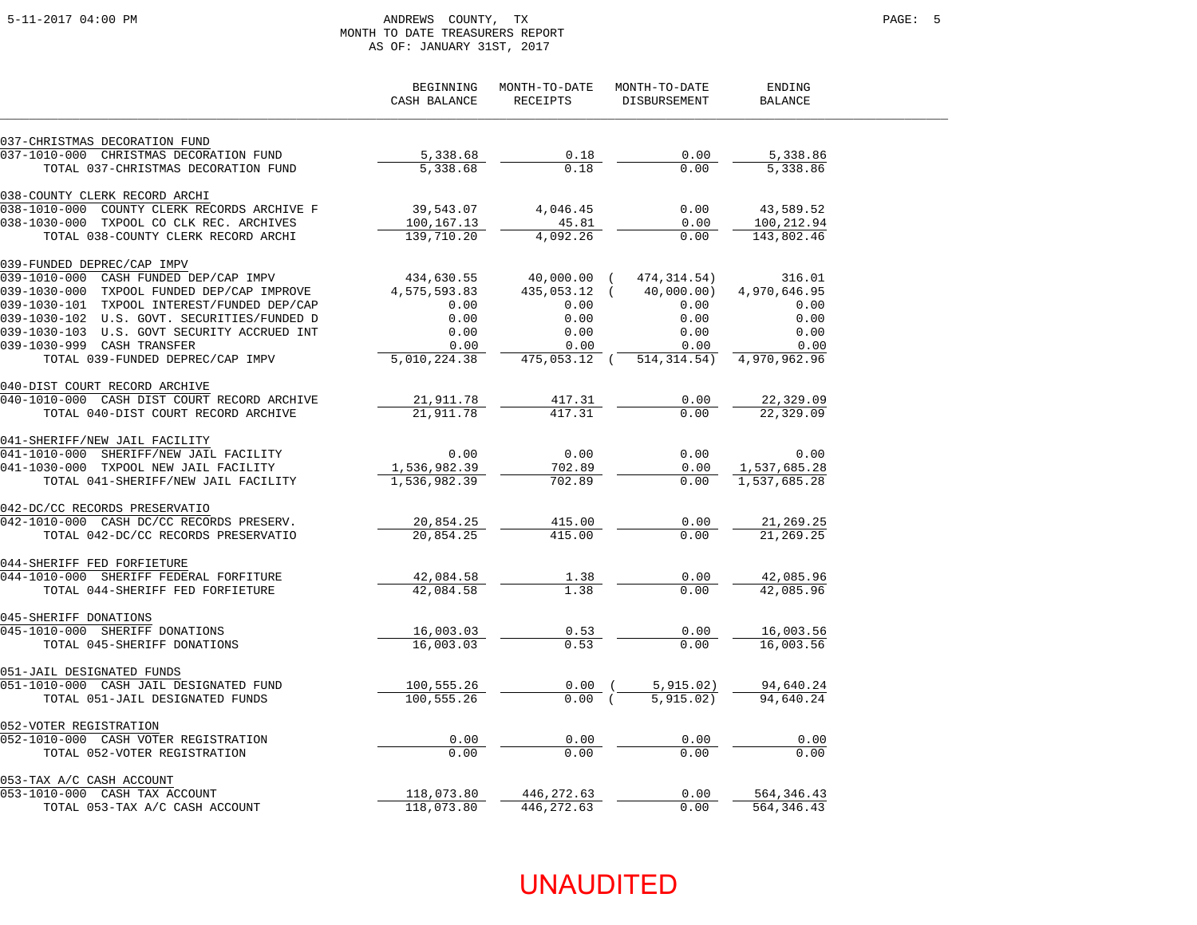ANDREWS COUNTY, TX
MONTH TO DATE TREASURERS REPORT
AS OF: JANUARY 31ST, 2017

| | BEGINNING CASH BALANCE | MONTH-TO-DATE RECEIPTS | MONTH-TO-DATE DISBURSEMENT | ENDING BALANCE |
|---|---|---|---|---|
| **037-CHRISTMAS DECORATION FUND** | | | | |
| 037-1010-000 CHRISTMAS DECORATION FUND | 5,338.68 | 0.18 | 0.00 | 5,338.86 |
| TOTAL 037-CHRISTMAS DECORATION FUND | 5,338.68 | 0.18 | 0.00 | 5,338.86 |
| **038-COUNTY CLERK RECORD ARCHI** | | | | |
| 038-1010-000 COUNTY CLERK RECORDS ARCHIVE F | 39,543.07 | 4,046.45 | 0.00 | 43,589.52 |
| 038-1030-000 TXPOOL CO CLK REC. ARCHIVES | 100,167.13 | 45.81 | 0.00 | 100,212.94 |
| TOTAL 038-COUNTY CLERK RECORD ARCHI | 139,710.20 | 4,092.26 | 0.00 | 143,802.46 |
| **039-FUNDED DEPREC/CAP IMPV** | | | | |
| 039-1010-000 CASH FUNDED DEP/CAP IMPV | 434,630.55 | 40,000.00 | ( 474,314.54) | 316.01 |
| 039-1030-000 TXPOOL FUNDED DEP/CAP IMPROVE | 4,575,593.83 | 435,053.12 | ( 40,000.00) | 4,970,646.95 |
| 039-1030-101 TXPOOL INTEREST/FUNDED DEP/CAP | 0.00 | 0.00 | 0.00 | 0.00 |
| 039-1030-102 U.S. GOVT. SECURITIES/FUNDED D | 0.00 | 0.00 | 0.00 | 0.00 |
| 039-1030-103 U.S. GOVT SECURITY ACCRUED INT | 0.00 | 0.00 | 0.00 | 0.00 |
| 039-1030-999 CASH TRANSFER | 0.00 | 0.00 | 0.00 | 0.00 |
| TOTAL 039-FUNDED DEPREC/CAP IMPV | 5,010,224.38 | 475,053.12 | ( 514,314.54) | 4,970,962.96 |
| **040-DIST COURT RECORD ARCHIVE** | | | | |
| 040-1010-000 CASH DIST COURT RECORD ARCHIVE | 21,911.78 | 417.31 | 0.00 | 22,329.09 |
| TOTAL 040-DIST COURT RECORD ARCHIVE | 21,911.78 | 417.31 | 0.00 | 22,329.09 |
| **041-SHERIFF/NEW JAIL FACILITY** | | | | |
| 041-1010-000 SHERIFF/NEW JAIL FACILITY | 0.00 | 0.00 | 0.00 | 0.00 |
| 041-1030-000 TXPOOL NEW JAIL FACILITY | 1,536,982.39 | 702.89 | 0.00 | 1,537,685.28 |
| TOTAL 041-SHERIFF/NEW JAIL FACILITY | 1,536,982.39 | 702.89 | 0.00 | 1,537,685.28 |
| **042-DC/CC RECORDS PRESERVATIO** | | | | |
| 042-1010-000 CASH DC/CC RECORDS PRESERV. | 20,854.25 | 415.00 | 0.00 | 21,269.25 |
| TOTAL 042-DC/CC RECORDS PRESERVATIO | 20,854.25 | 415.00 | 0.00 | 21,269.25 |
| **044-SHERIFF FED FORFIETURE** | | | | |
| 044-1010-000 SHERIFF FEDERAL FORFITURE | 42,084.58 | 1.38 | 0.00 | 42,085.96 |
| TOTAL 044-SHERIFF FED FORFIETURE | 42,084.58 | 1.38 | 0.00 | 42,085.96 |
| **045-SHERIFF DONATIONS** | | | | |
| 045-1010-000 SHERIFF DONATIONS | 16,003.03 | 0.53 | 0.00 | 16,003.56 |
| TOTAL 045-SHERIFF DONATIONS | 16,003.03 | 0.53 | 0.00 | 16,003.56 |
| **051-JAIL DESIGNATED FUNDS** | | | | |
| 051-1010-000 CASH JAIL DESIGNATED FUND | 100,555.26 | 0.00 | ( 5,915.02) | 94,640.24 |
| TOTAL 051-JAIL DESIGNATED FUNDS | 100,555.26 | 0.00 | ( 5,915.02) | 94,640.24 |
| **052-VOTER REGISTRATION** | | | | |
| 052-1010-000 CASH VOTER REGISTRATION | 0.00 | 0.00 | 0.00 | 0.00 |
| TOTAL 052-VOTER REGISTRATION | 0.00 | 0.00 | 0.00 | 0.00 |
| **053-TAX A/C CASH ACCOUNT** | | | | |
| 053-1010-000 CASH TAX ACCOUNT | 118,073.80 | 446,272.63 | 0.00 | 564,346.43 |
| TOTAL 053-TAX A/C CASH ACCOUNT | 118,073.80 | 446,272.63 | 0.00 | 564,346.43 |

UNAUDITED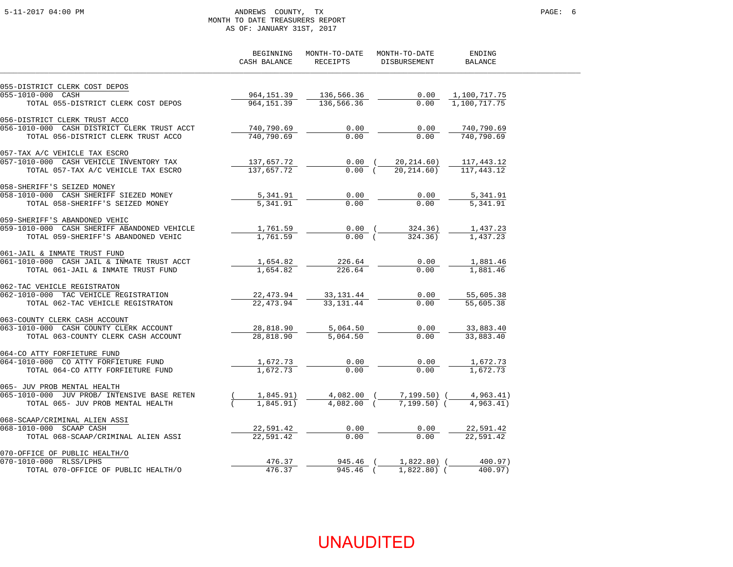ANDREWS COUNTY, TX
MONTH TO DATE TREASURERS REPORT
AS OF: JANUARY 31ST, 2017

| | BEGINNING CASH BALANCE | MONTH-TO-DATE RECEIPTS | MONTH-TO-DATE DISBURSEMENT | ENDING BALANCE |
|---|---|---|---|---|
| **055-DISTRICT CLERK COST DEPOS** | | | | |
| 055-1010-000 CASH | 964,151.39 | 136,566.36 | 0.00 | 1,100,717.75 |
| TOTAL 055-DISTRICT CLERK COST DEPOS | 964,151.39 | 136,566.36 | 0.00 | 1,100,717.75 |
| **056-DISTRICT CLERK TRUST ACCO** | | | | |
| 056-1010-000 CASH DISTRICT CLERK TRUST ACCT | 740,790.69 | 0.00 | 0.00 | 740,790.69 |
| TOTAL 056-DISTRICT CLERK TRUST ACCO | 740,790.69 | 0.00 | 0.00 | 740,790.69 |
| **057-TAX A/C VEHICLE TAX ESCRO** | | | | |
| 057-1010-000 CASH VEHICLE INVENTORY TAX | 137,657.72 | 0.00 | ( 20,214.60) | 117,443.12 |
| TOTAL 057-TAX A/C VEHICLE TAX ESCRO | 137,657.72 | 0.00 | ( 20,214.60) | 117,443.12 |
| **058-SHERIFF'S SEIZED MONEY** | | | | |
| 058-1010-000 CASH SHERIFF SEIZED MONEY | 5,341.91 | 0.00 | 0.00 | 5,341.91 |
| TOTAL 058-SHERIFF'S SEIZED MONEY | 5,341.91 | 0.00 | 0.00 | 5,341.91 |
| **059-SHERIFF'S ABANDONED VEHIC** | | | | |
| 059-1010-000 CASH SHERIFF ABANDONED VEHICLE | 1,761.59 | 0.00 | ( 324.36) | 1,437.23 |
| TOTAL 059-SHERIFF'S ABANDONED VEHIC | 1,761.59 | 0.00 | ( 324.36) | 1,437.23 |
| **061-JAIL & INMATE TRUST FUND** | | | | |
| 061-1010-000 CASH JAIL & INMATE TRUST ACCT | 1,654.82 | 226.64 | 0.00 | 1,881.46 |
| TOTAL 061-JAIL & INMATE TRUST FUND | 1,654.82 | 226.64 | 0.00 | 1,881.46 |
| **062-TAC VEHICLE REGISTRATON** | | | | |
| 062-1010-000 TAC VEHICLE REGISTRATION | 22,473.94 | 33,131.44 | 0.00 | 55,605.38 |
| TOTAL 062-TAC VEHICLE REGISTRATON | 22,473.94 | 33,131.44 | 0.00 | 55,605.38 |
| **063-COUNTY CLERK CASH ACCOUNT** | | | | |
| 063-1010-000 CASH COUNTY CLERK ACCOUNT | 28,818.90 | 5,064.50 | 0.00 | 33,883.40 |
| TOTAL 063-COUNTY CLERK CASH ACCOUNT | 28,818.90 | 5,064.50 | 0.00 | 33,883.40 |
| **064-CO ATTY FORFIETURE FUND** | | | | |
| 064-1010-000 CO ATTY FORFIETURE FUND | 1,672.73 | 0.00 | 0.00 | 1,672.73 |
| TOTAL 064-CO ATTY FORFIETURE FUND | 1,672.73 | 0.00 | 0.00 | 1,672.73 |
| **065- JUV PROB MENTAL HEALTH** | | | | |
| 065-1010-000 JUV PROB/ INTENSIVE BASE RETEN | ( 1,845.91) | 4,082.00 | ( 7,199.50) | ( 4,963.41) |
| TOTAL 065- JUV PROB MENTAL HEALTH | ( 1,845.91) | 4,082.00 | ( 7,199.50) | ( 4,963.41) |
| **068-SCAAP/CRIMINAL ALIEN ASSI** | | | | |
| 068-1010-000 SCAAP CASH | 22,591.42 | 0.00 | 0.00 | 22,591.42 |
| TOTAL 068-SCAAP/CRIMINAL ALIEN ASSI | 22,591.42 | 0.00 | 0.00 | 22,591.42 |
| **070-OFFICE OF PUBLIC HEALTH/O** | | | | |
| 070-1010-000 RLSS/LPHS | 476.37 | 945.46 | ( 1,822.80) | ( 400.97) |
| TOTAL 070-OFFICE OF PUBLIC HEALTH/O | 476.37 | 945.46 | ( 1,822.80) | ( 400.97) |

UNAUDITED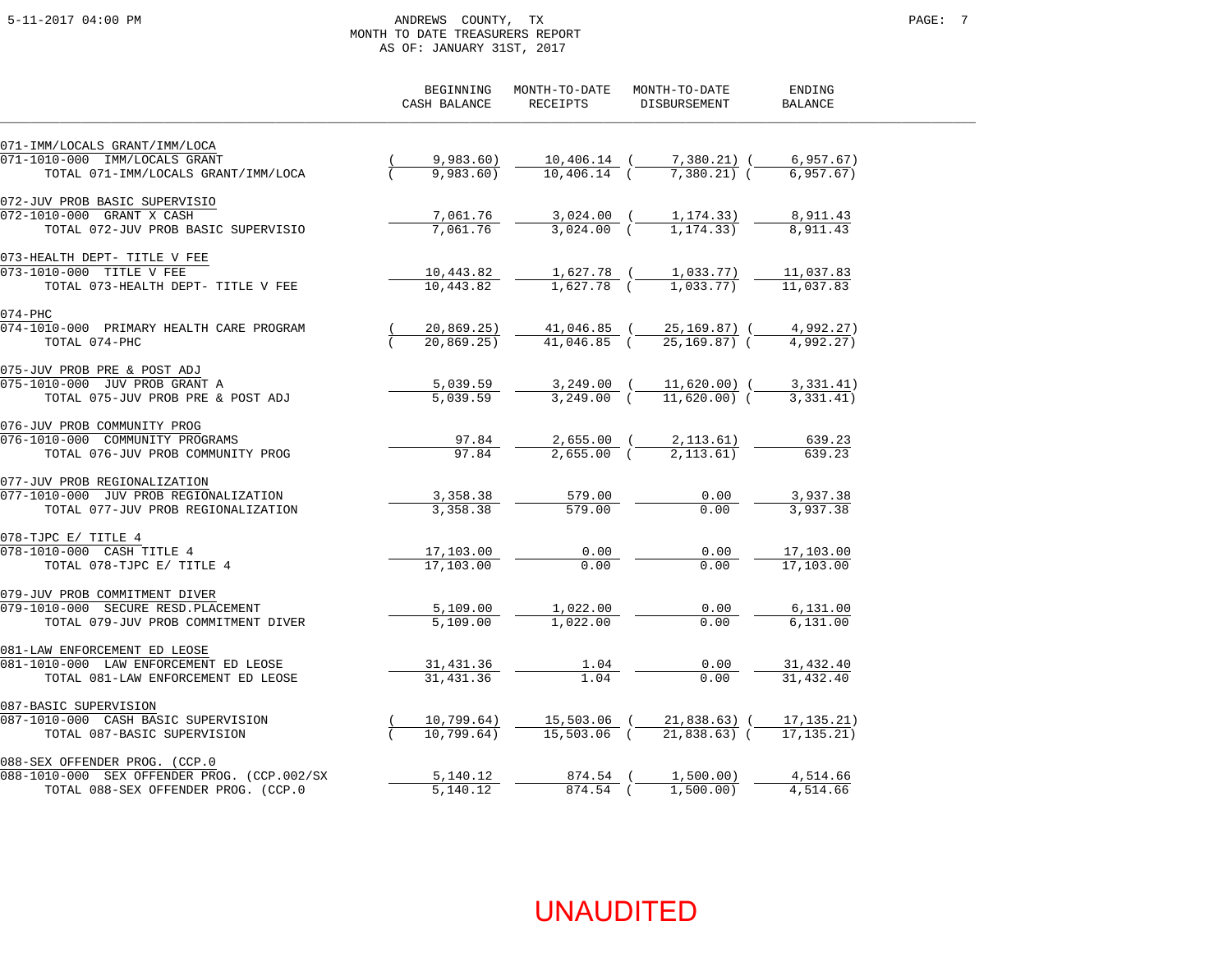# ANDREWS COUNTY, TX

## MONTH TO DATE TREASURERS REPORT

### AS OF: JANUARY 31ST, 2017

| | BEGINNING CASH BALANCE | MONTH-TO-DATE RECEIPTS | MONTH-TO-DATE DISBURSEMENT | ENDING BALANCE |
|---|---|---|---|---|
| **071-IMM/LOCALS GRANT/IMM/LOCA** | | | | |
| 071-1010-000 IMM/LOCALS GRANT | (9,983.60) | 10,406.14 | (7,380.21) | (6,957.67) |
| TOTAL 071-IMM/LOCALS GRANT/IMM/LOCA | (9,983.60) | 10,406.14 | (7,380.21) | (6,957.67) |
| **072-JUV PROB BASIC SUPERVISIO** | | | | |
| 072-1010-000 GRANT X CASH | 7,061.76 | 3,024.00 | (1,174.33) | 8,911.43 |
| TOTAL 072-JUV PROB BASIC SUPERVISIO | 7,061.76 | 3,024.00 | (1,174.33) | 8,911.43 |
| **073-HEALTH DEPT- TITLE V FEE** | | | | |
| 073-1010-000 TITLE V FEE | 10,443.82 | 1,627.78 | (1,033.77) | 11,037.83 |
| TOTAL 073-HEALTH DEPT- TITLE V FEE | 10,443.82 | 1,627.78 | (1,033.77) | 11,037.83 |
| **074-PHC** | | | | |
| 074-1010-000 PRIMARY HEALTH CARE PROGRAM | (20,869.25) | 41,046.85 | (25,169.87) | (4,992.27) |
| TOTAL 074-PHC | (20,869.25) | 41,046.85 | (25,169.87) | (4,992.27) |
| **075-JUV PROB PRE & POST ADJ** | | | | |
| 075-1010-000 JUV PROB GRANT A | 5,039.59 | 3,249.00 | (11,620.00) | (3,331.41) |
| TOTAL 075-JUV PROB PRE & POST ADJ | 5,039.59 | 3,249.00 | (11,620.00) | (3,331.41) |
| **076-JUV PROB COMMUNITY PROG** | | | | |
| 076-1010-000 COMMUNITY PROGRAMS | 97.84 | 2,655.00 | (2,113.61) | 639.23 |
| TOTAL 076-JUV PROB COMMUNITY PROG | 97.84 | 2,655.00 | (2,113.61) | 639.23 |
| **077-JUV PROB REGIONALIZATION** | | | | |
| 077-1010-000 JUV PROB REGIONALIZATION | 3,358.38 | 579.00 | 0.00 | 3,937.38 |
| TOTAL 077-JUV PROB REGIONALIZATION | 3,358.38 | 579.00 | 0.00 | 3,937.38 |
| **078-TJPC E/ TITLE 4** | | | | |
| 078-1010-000 CASH TITLE 4 | 17,103.00 | 0.00 | 0.00 | 17,103.00 |
| TOTAL 078-TJPC E/ TITLE 4 | 17,103.00 | 0.00 | 0.00 | 17,103.00 |
| **079-JUV PROB COMMITMENT DIVER** | | | | |
| 079-1010-000 SECURE RESD.PLACEMENT | 5,109.00 | 1,022.00 | 0.00 | 6,131.00 |
| TOTAL 079-JUV PROB COMMITMENT DIVER | 5,109.00 | 1,022.00 | 0.00 | 6,131.00 |
| **081-LAW ENFORCEMENT ED LEOSE** | | | | |
| 081-1010-000 LAW ENFORCEMENT ED LEOSE | 31,431.36 | 1.04 | 0.00 | 31,432.40 |
| TOTAL 081-LAW ENFORCEMENT ED LEOSE | 31,431.36 | 1.04 | 0.00 | 31,432.40 |
| **087-BASIC SUPERVISION** | | | | |
| 087-1010-000 CASH BASIC SUPERVISION | (10,799.64) | 15,503.06 | (21,838.63) | (17,135.21) |
| TOTAL 087-BASIC SUPERVISION | (10,799.64) | 15,503.06 | (21,838.63) | (17,135.21) |
| **088-SEX OFFENDER PROG. (CCP.0** | | | | |
| 088-1010-000 SEX OFFENDER PROG. (CCP.002/SX | 5,140.12 | 874.54 | (1,500.00) | 4,514.66 |
| TOTAL 088-SEX OFFENDER PROG. (CCP.0 | 5,140.12 | 874.54 | (1,500.00) | 4,514.66 |

UNAUDITED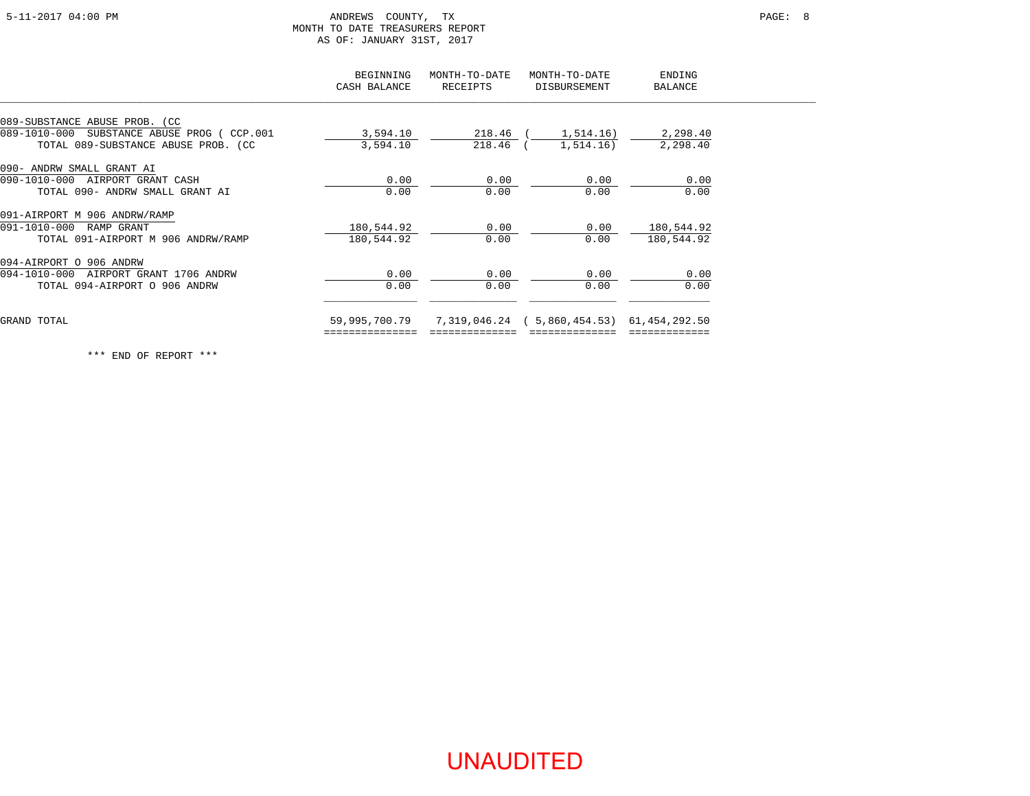ANDREWS COUNTY, TX
MONTH TO DATE TREASURERS REPORT
AS OF: JANUARY 31ST, 2017

| | BEGINNING CASH BALANCE | MONTH-TO-DATE RECEIPTS | MONTH-TO-DATE DISBURSEMENT | ENDING BALANCE |
|---|---|---|---|---|
| 089-SUBSTANCE ABUSE PROB. (CC | | | | |
| 089-1010-000 SUBSTANCE ABUSE PROG ( CCP.001 | 3,594.10 | 218.46 | ( 1,514.16) | 2,298.40 |
| TOTAL 089-SUBSTANCE ABUSE PROB. (CC | 3,594.10 | 218.46 | ( 1,514.16) | 2,298.40 |
| 090- ANDRW SMALL GRANT AI | | | | |
| 090-1010-000 AIRPORT GRANT CASH | 0.00 | 0.00 | 0.00 | 0.00 |
| TOTAL 090- ANDRW SMALL GRANT AI | 0.00 | 0.00 | 0.00 | 0.00 |
| 091-AIRPORT M 906 ANDRW/RAMP | | | | |
| 091-1010-000 RAMP GRANT | 180,544.92 | 0.00 | 0.00 | 180,544.92 |
| TOTAL 091-AIRPORT M 906 ANDRW/RAMP | 180,544.92 | 0.00 | 0.00 | 180,544.92 |
| 094-AIRPORT O 906 ANDRW | | | | |
| 094-1010-000 AIRPORT GRANT 1706 ANDRW | 0.00 | 0.00 | 0.00 | 0.00 |
| TOTAL 094-AIRPORT O 906 ANDRW | 0.00 | 0.00 | 0.00 | 0.00 |
| GRAND TOTAL | 59,995,700.79 | 7,319,046.24 | ( 5,860,454.53) | 61,454,292.50 |

*** END OF REPORT ***

UNAUDITED